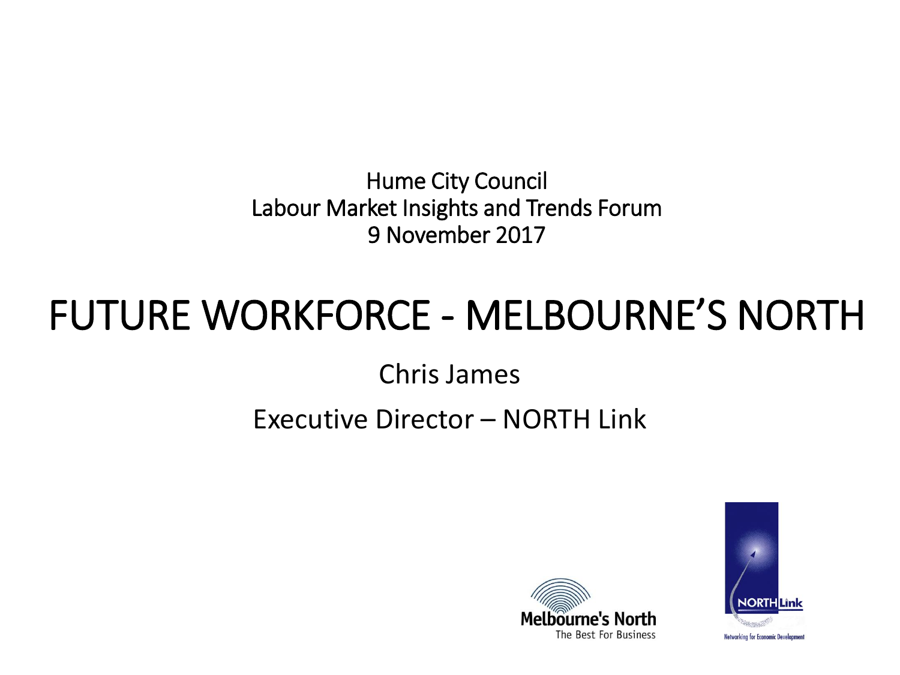Hume City Council
Labour Market Insights and Trends Forum
9 November 2017

# FUTURE WORKFORCE - MELBOURNE'S NORTH

Chris James

Executive Director – NORTH Link

Melbourne's North
The Best For Business

NORTH Link
Networking for Economic Development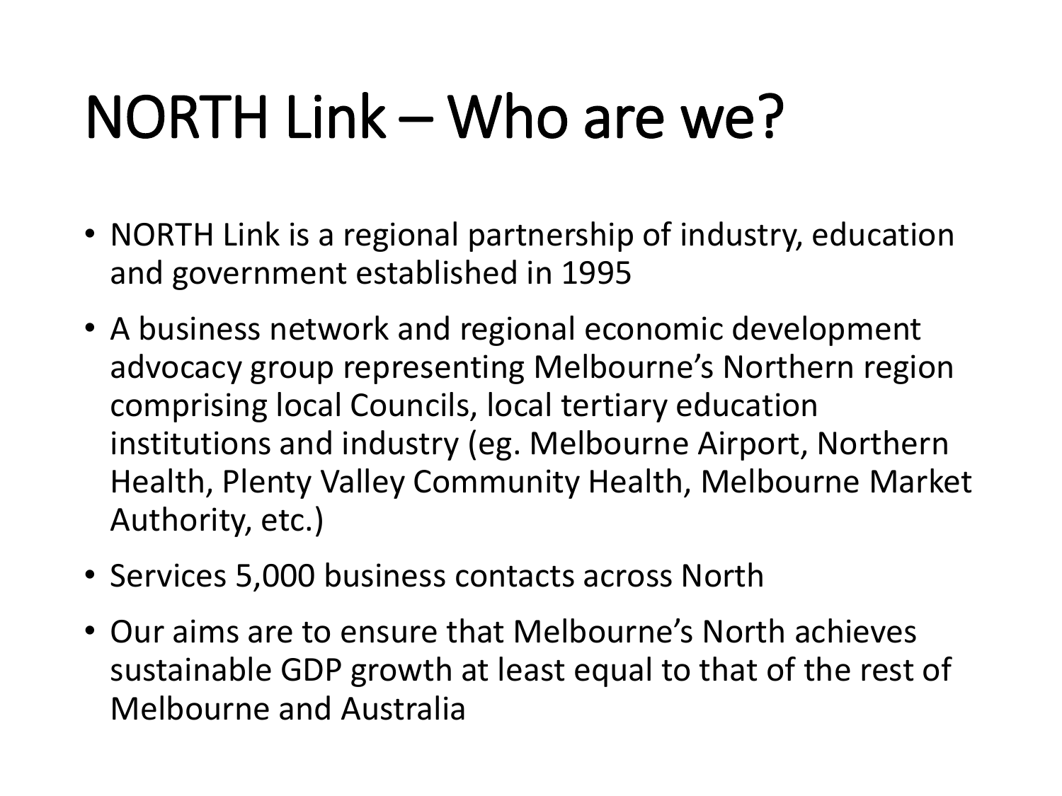# NORTH Link – Who are we?

- NORTH Link is a regional partnership of industry, education and government established in 1995
- A business network and regional economic development advocacy group representing Melbourne's Northern region comprising local Councils, local tertiary education institutions and industry (eg. Melbourne Airport, Northern Health, Plenty Valley Community Health, Melbourne Market Authority, etc.)
- Services 5,000 business contacts across North
- Our aims are to ensure that Melbourne's North achieves sustainable GDP growth at least equal to that of the rest of Melbourne and Australia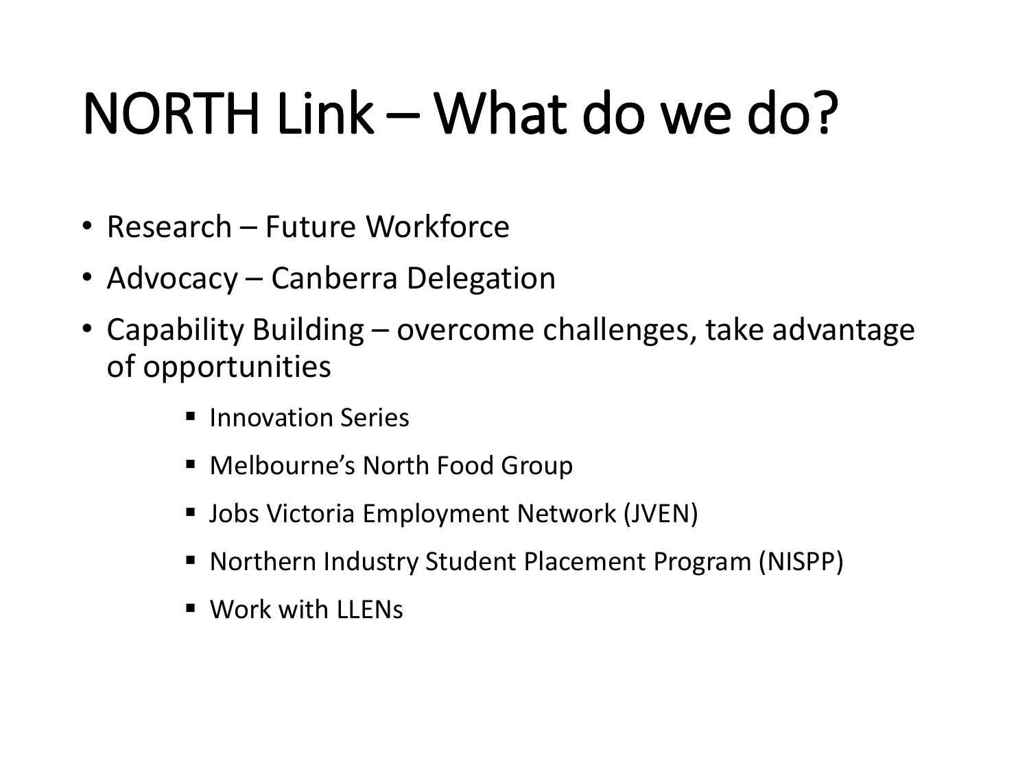# NORTH Link – What do we do?

- Research – Future Workforce
- Advocacy – Canberra Delegation
- Capability Building – overcome challenges, take advantage of opportunities
    - Innovation Series
    - Melbourne's North Food Group
    - Jobs Victoria Employment Network (JVEN)
    - Northern Industry Student Placement Program (NISPP)
    - Work with LLENs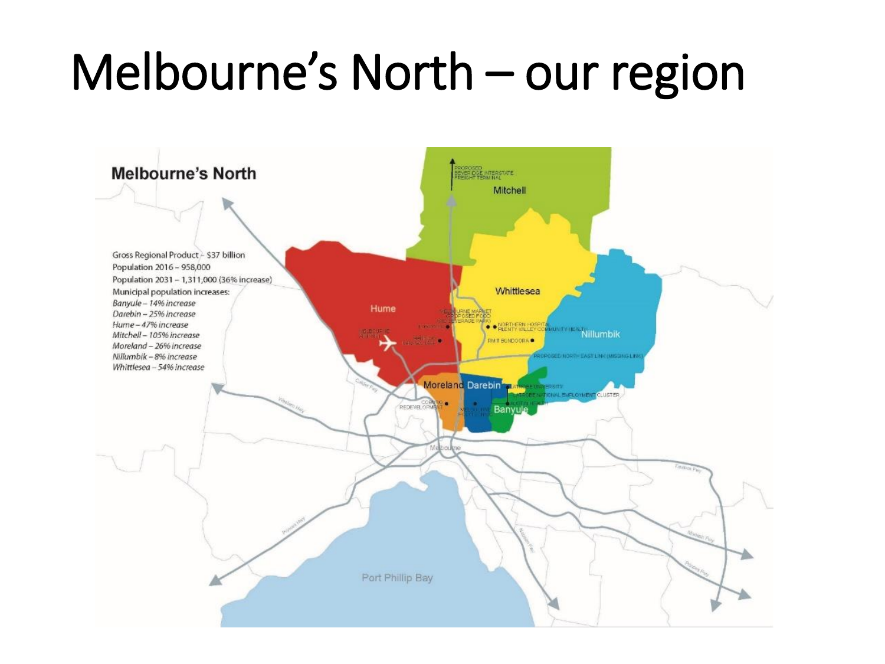# Melbourne's North – our region

**Melbourne's North**

Gross Regional Product – $37 billion
Population 2016 – 958,000
Population 2031 – 1,311,000 (36% increase)
Municipal population increases:

*Banyule – 14% increase*
*Darebin – 25% increase*
*Hume – 47% increase*
*Mitchell – 105% increase*
*Moreland – 26% increase*
*Nillumbik – 8% increase*
*Whittlesea – 54% increase*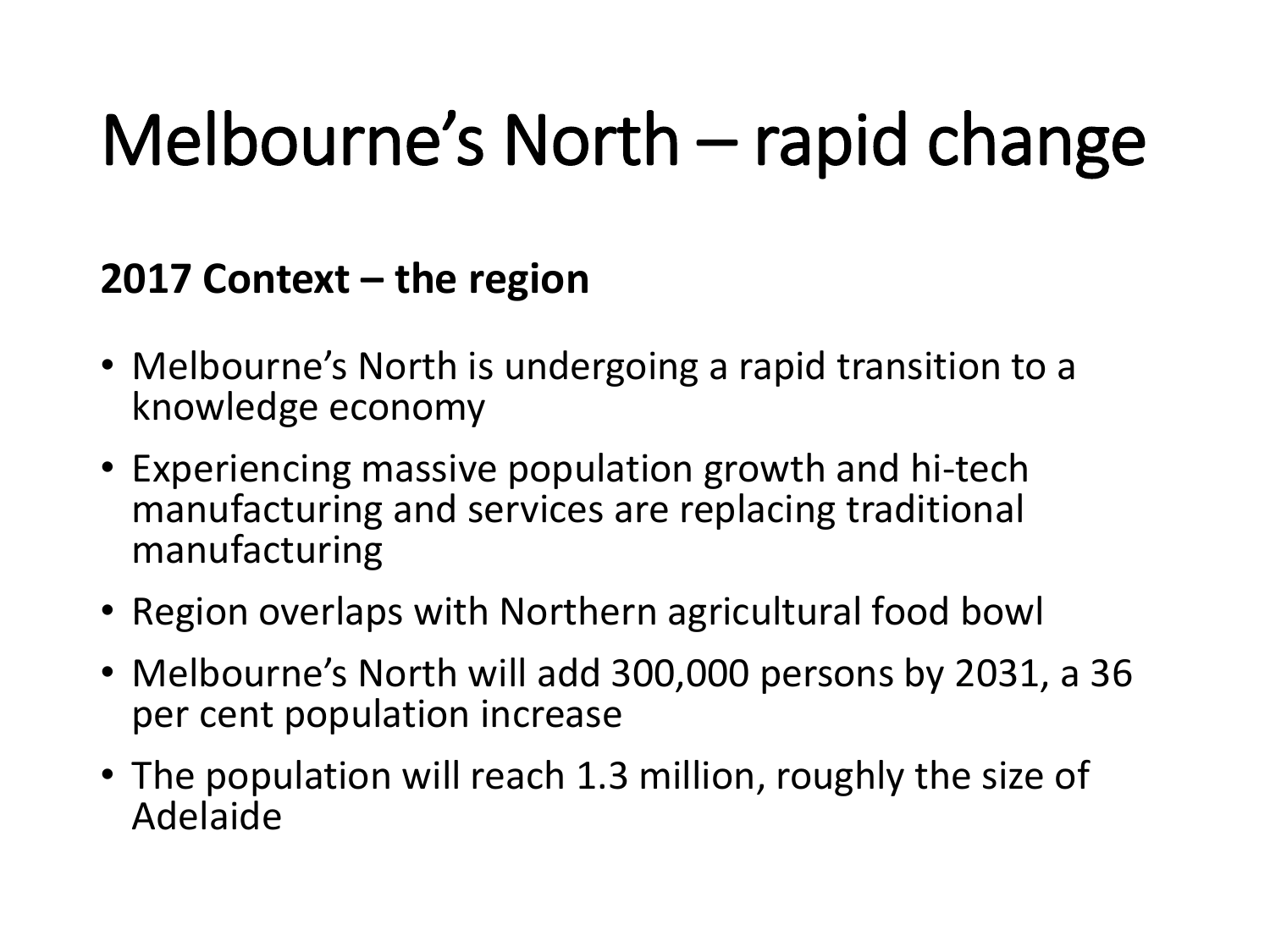# Melbourne's North – rapid change

**2017 Context – the region**

- Melbourne's North is undergoing a rapid transition to a knowledge economy
- Experiencing massive population growth and hi-tech manufacturing and services are replacing traditional manufacturing
- Region overlaps with Northern agricultural food bowl
- Melbourne's North will add 300,000 persons by 2031, a 36 per cent population increase
- The population will reach 1.3 million, roughly the size of Adelaide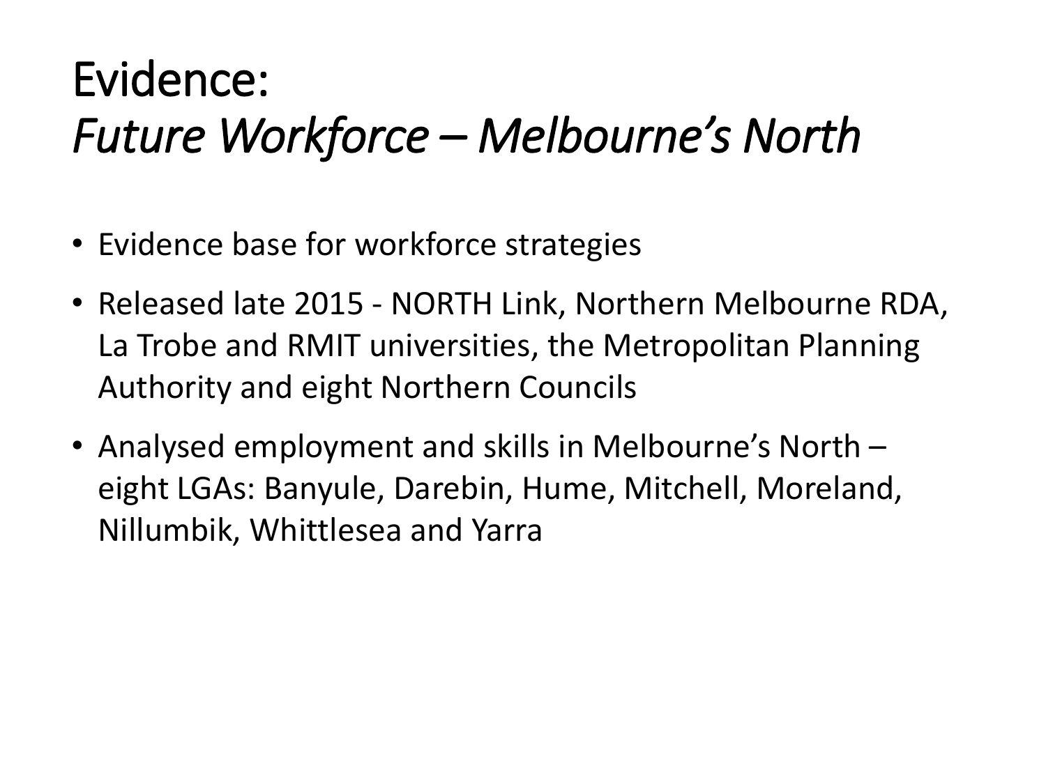# Evidence:
# *Future Workforce – Melbourne's North*

- Evidence base for workforce strategies
- Released late 2015 - NORTH Link, Northern Melbourne RDA, La Trobe and RMIT universities, the Metropolitan Planning Authority and eight Northern Councils
- Analysed employment and skills in Melbourne's North – eight LGAs: Banyule, Darebin, Hume, Mitchell, Moreland, Nillumbik, Whittlesea and Yarra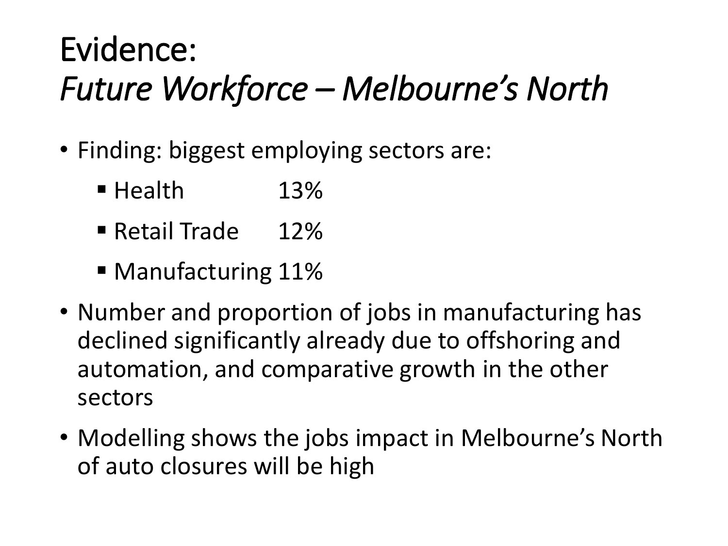# Evidence:
# *Future Workforce – Melbourne's North*

- Finding: biggest employing sectors are:
  - Health 13%
  - Retail Trade 12%
  - Manufacturing 11%
- Number and proportion of jobs in manufacturing has declined significantly already due to offshoring and automation, and comparative growth in the other sectors
- Modelling shows the jobs impact in Melbourne's North of auto closures will be high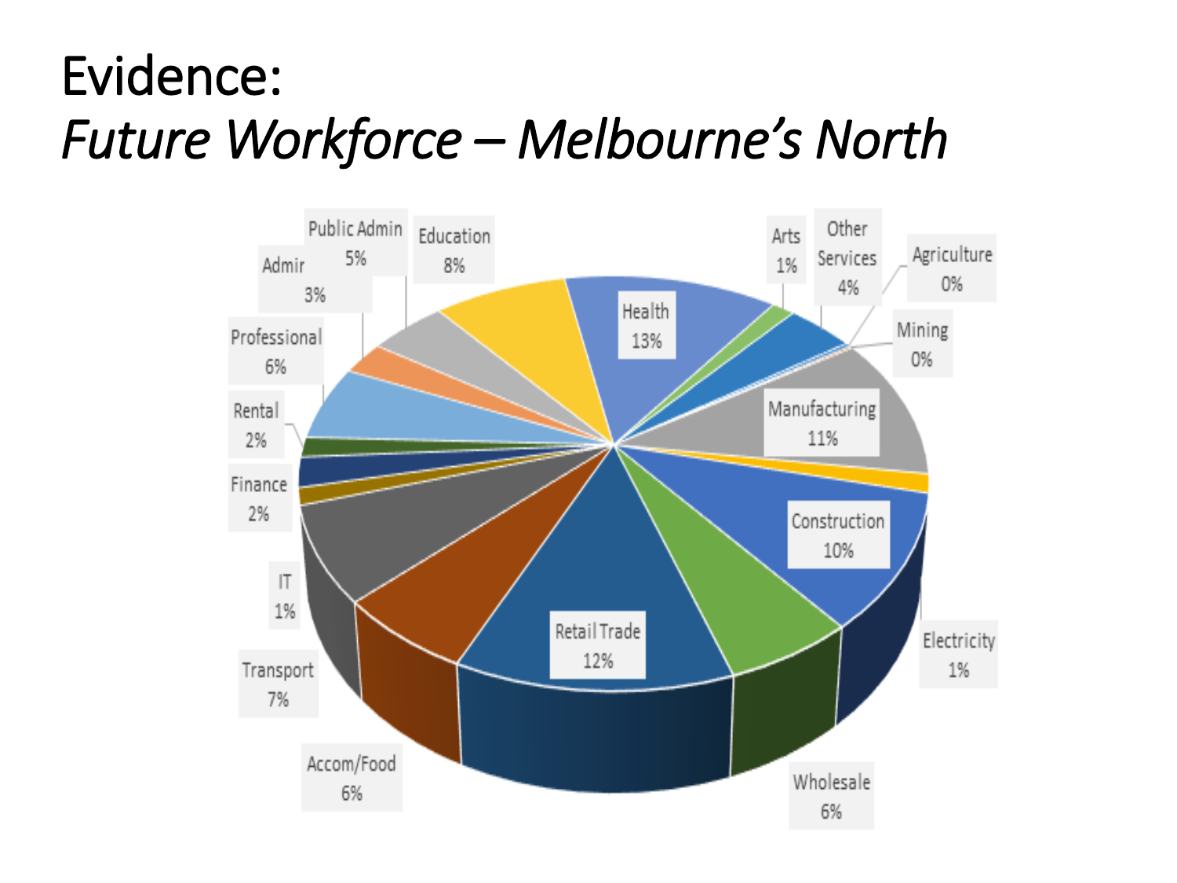# Evidence:
## *Future Workforce – Melbourne's North*

| Industry | Share |
|---|---|
| Health | 13% |
| Arts | 1% |
| Other Services | 4% |
| Agriculture | 0% |
| Mining | 0% |
| Manufacturing | 11% |
| Electricity | 1% |
| Construction | 10% |
| Wholesale | 6% |
| Retail Trade | 12% |
| Accom/Food | 6% |
| Transport | 7% |
| IT | 1% |
| Finance | 2% |
| Rental | 2% |
| Professional | 6% |
| Admin | 3% |
| Public Admin | 5% |
| Education | 8% |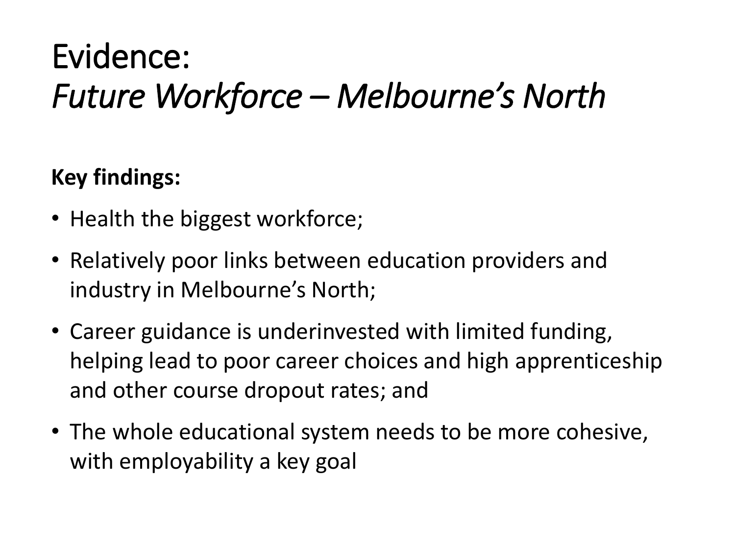# Evidence:
# *Future Workforce – Melbourne's North*

**Key findings:**

- Health the biggest workforce;
- Relatively poor links between education providers and industry in Melbourne's North;
- Career guidance is underinvested with limited funding, helping lead to poor career choices and high apprenticeship and other course dropout rates; and
- The whole educational system needs to be more cohesive, with employability a key goal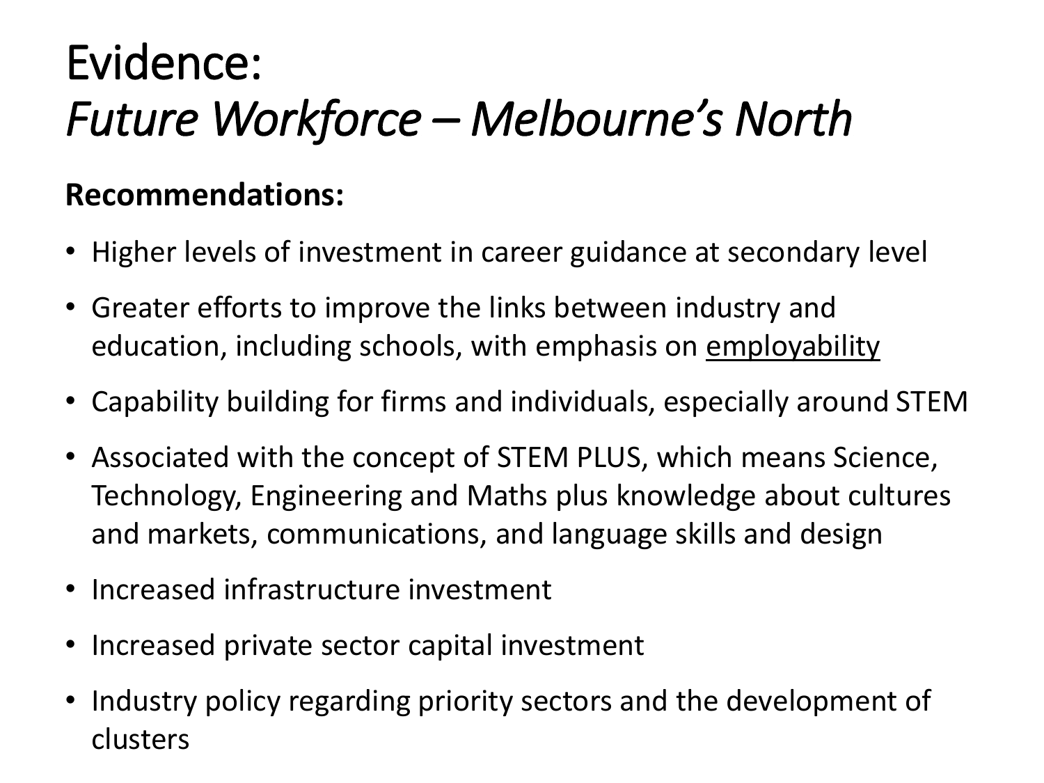# Evidence:
# *Future Workforce – Melbourne's North*

**Recommendations:**

- Higher levels of investment in career guidance at secondary level
- Greater efforts to improve the links between industry and education, including schools, with emphasis on <u>employability</u>
- Capability building for firms and individuals, especially around STEM
- Associated with the concept of STEM PLUS, which means Science, Technology, Engineering and Maths plus knowledge about cultures and markets, communications, and language skills and design
- Increased infrastructure investment
- Increased private sector capital investment
- Industry policy regarding priority sectors and the development of clusters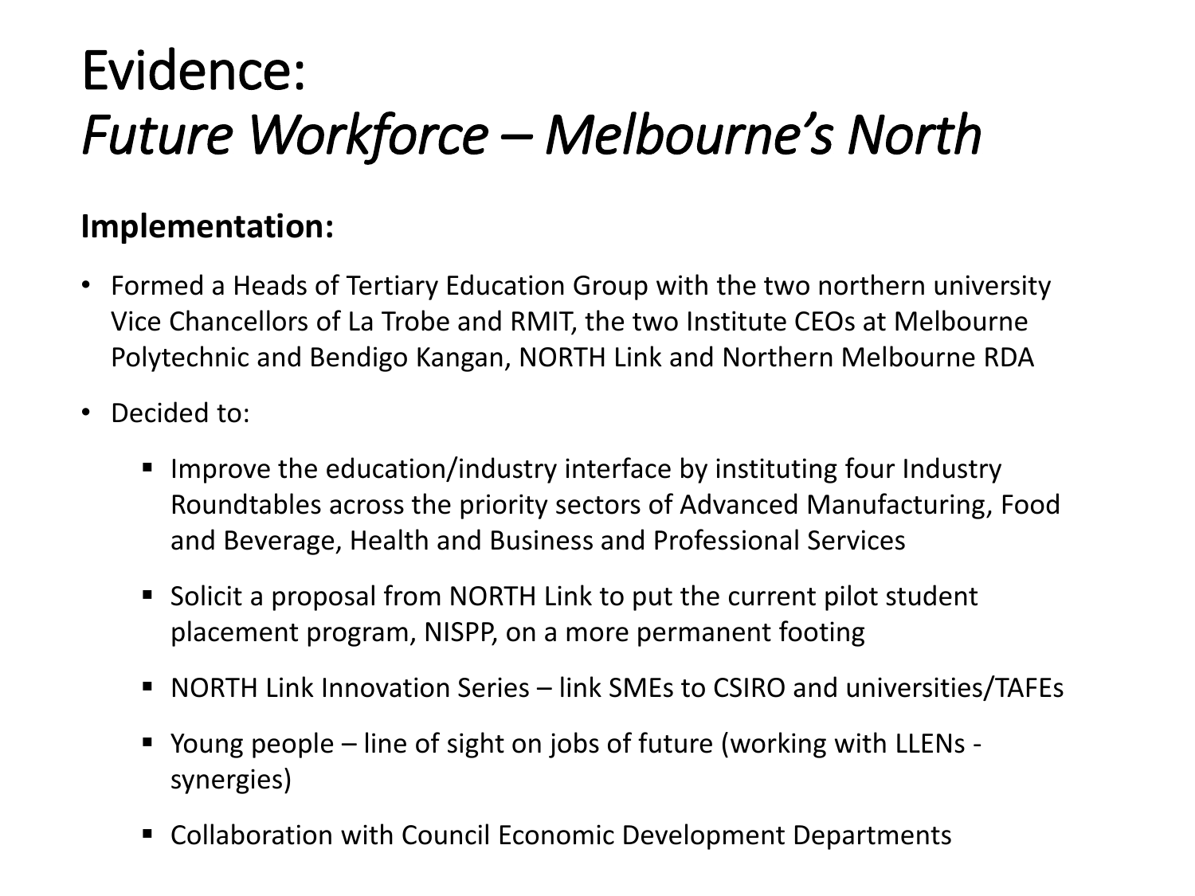# Evidence:
# *Future Workforce – Melbourne's North*

**Implementation:**

- Formed a Heads of Tertiary Education Group with the two northern university Vice Chancellors of La Trobe and RMIT, the two Institute CEOs at Melbourne Polytechnic and Bendigo Kangan, NORTH Link and Northern Melbourne RDA
- Decided to:
    - Improve the education/industry interface by instituting four Industry Roundtables across the priority sectors of Advanced Manufacturing, Food and Beverage, Health and Business and Professional Services
    - Solicit a proposal from NORTH Link to put the current pilot student placement program, NISPP, on a more permanent footing
    - NORTH Link Innovation Series – link SMEs to CSIRO and universities/TAFEs
    - Young people – line of sight on jobs of future (working with LLENs - synergies)
    - Collaboration with Council Economic Development Departments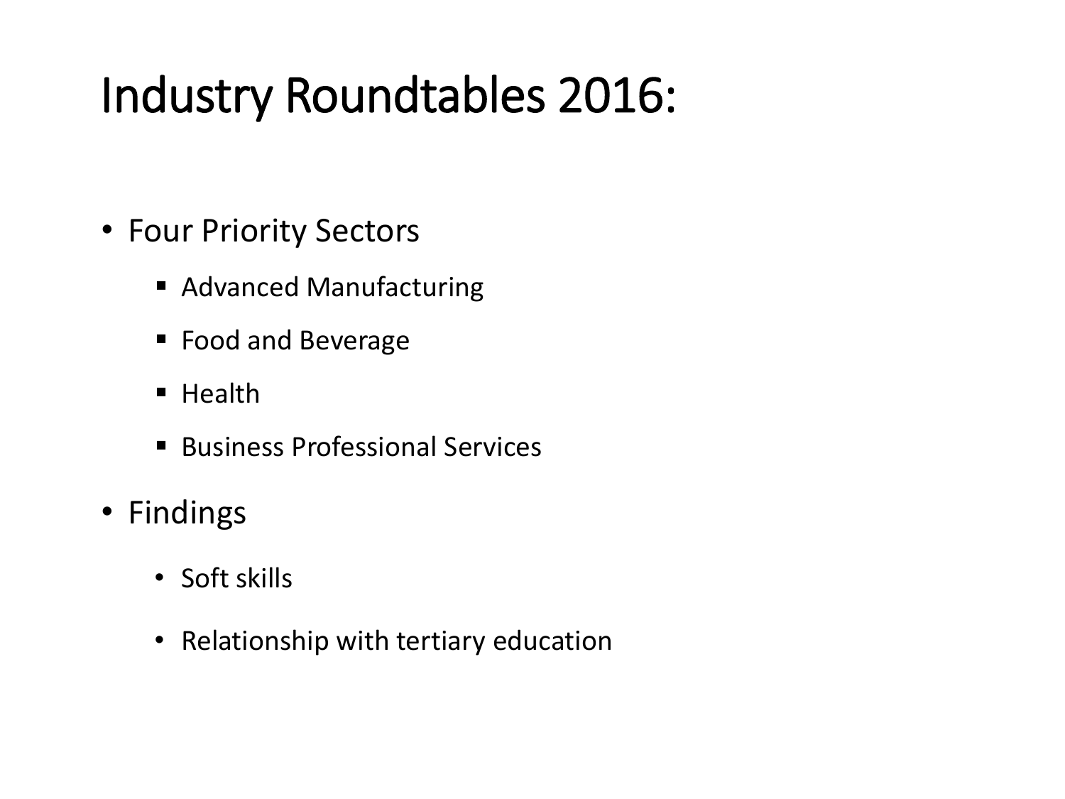# Industry Roundtables 2016:

- Four Priority Sectors
  - Advanced Manufacturing
  - Food and Beverage
  - Health
  - Business Professional Services
- Findings
  - Soft skills
  - Relationship with tertiary education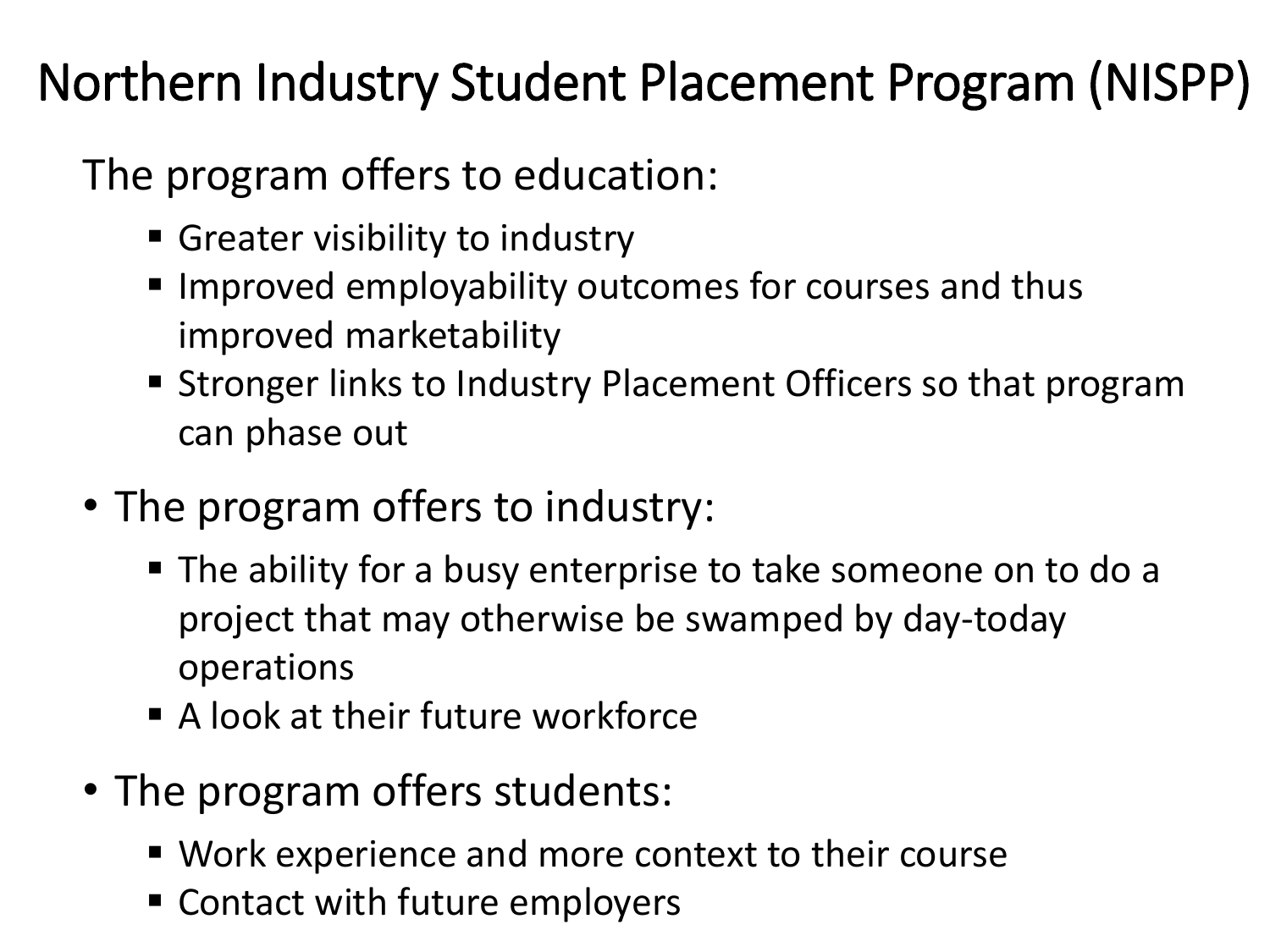# Northern Industry Student Placement Program (NISPP)

The program offers to education:

- Greater visibility to industry
- Improved employability outcomes for courses and thus improved marketability
- Stronger links to Industry Placement Officers so that program can phase out

- The program offers to industry:
  - The ability for a busy enterprise to take someone on to do a project that may otherwise be swamped by day-today operations
  - A look at their future workforce
- The program offers students:
  - Work experience and more context to their course
  - Contact with future employers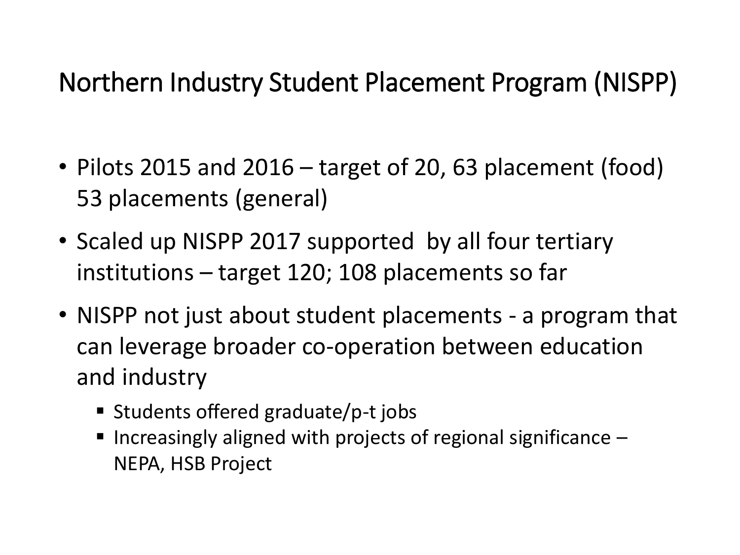# Northern Industry Student Placement Program (NISPP)

- Pilots 2015 and 2016 – target of 20, 63 placement (food) 53 placements (general)
- Scaled up NISPP 2017 supported by all four tertiary institutions – target 120; 108 placements so far
- NISPP not just about student placements - a program that can leverage broader co-operation between education and industry
  - Students offered graduate/p-t jobs
  - Increasingly aligned with projects of regional significance – NEPA, HSB Project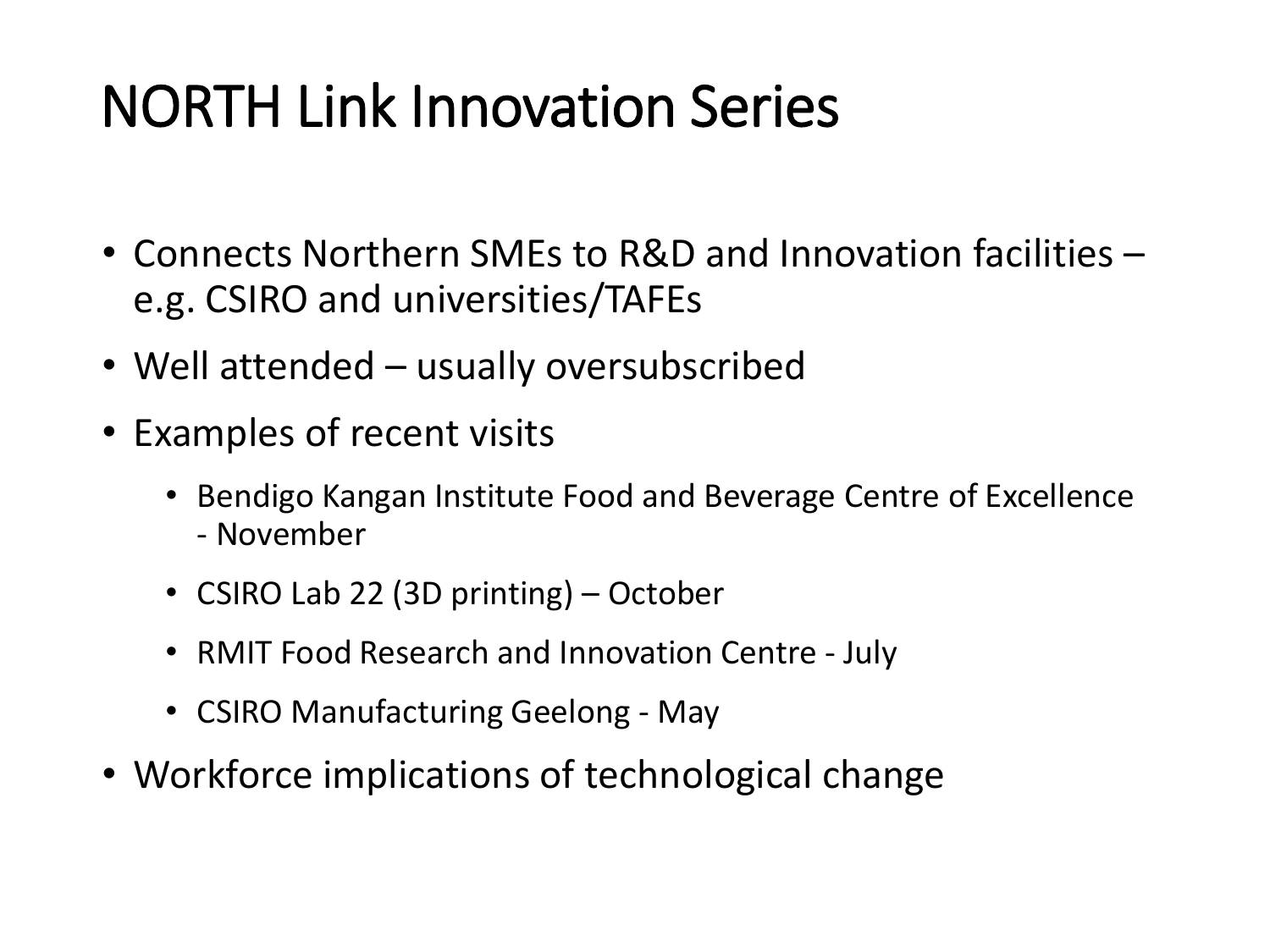# NORTH Link Innovation Series

- Connects Northern SMEs to R&D and Innovation facilities – e.g. CSIRO and universities/TAFEs
- Well attended – usually oversubscribed
- Examples of recent visits
  - Bendigo Kangan Institute Food and Beverage Centre of Excellence - November
  - CSIRO Lab 22 (3D printing) – October
  - RMIT Food Research and Innovation Centre - July
  - CSIRO Manufacturing Geelong - May
- Workforce implications of technological change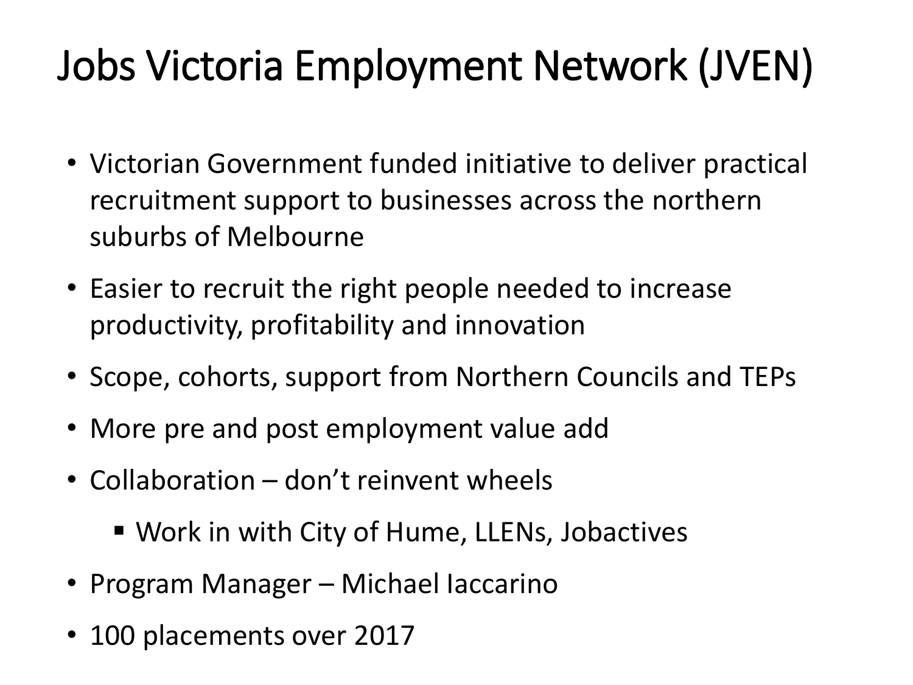# Jobs Victoria Employment Network (JVEN)

- Victorian Government funded initiative to deliver practical recruitment support to businesses across the northern suburbs of Melbourne
- Easier to recruit the right people needed to increase productivity, profitability and innovation
- Scope, cohorts, support from Northern Councils and TEPs
- More pre and post employment value add
- Collaboration – don't reinvent wheels
  - Work in with City of Hume, LLENs, Jobactives
- Program Manager – Michael Iaccarino
- 100 placements over 2017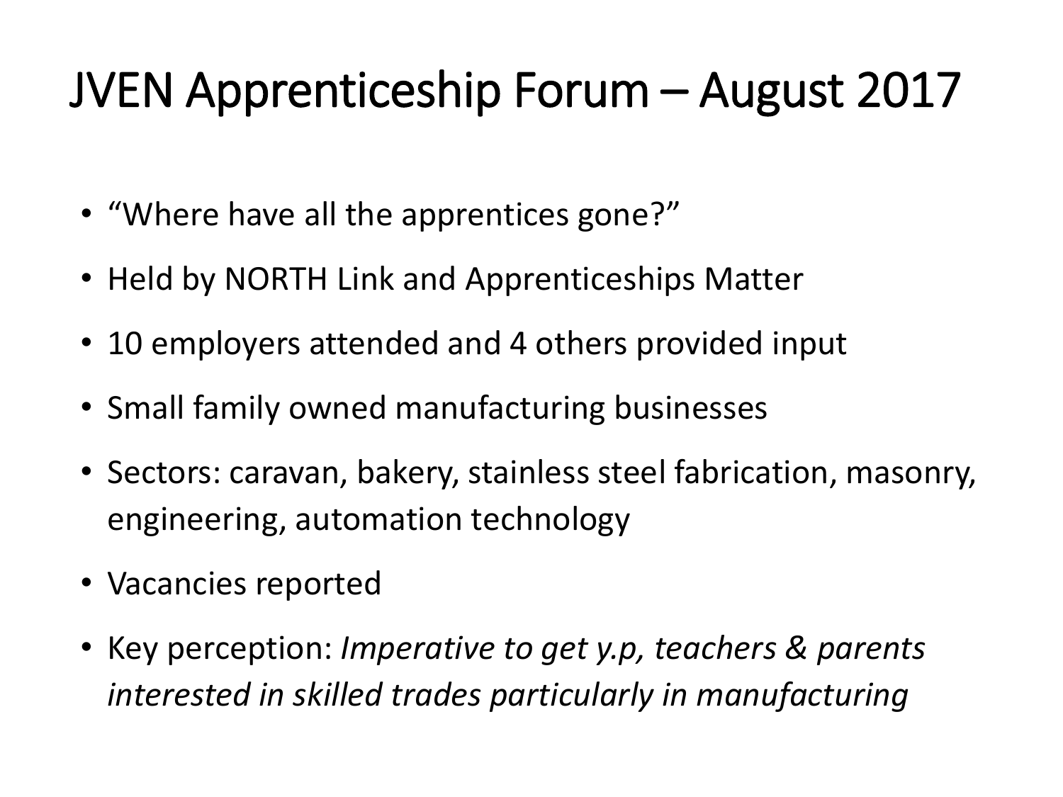# JVEN Apprenticeship Forum – August 2017

- “Where have all the apprentices gone?”
- Held by NORTH Link and Apprenticeships Matter
- 10 employers attended and 4 others provided input
- Small family owned manufacturing businesses
- Sectors: caravan, bakery, stainless steel fabrication, masonry, engineering, automation technology
- Vacancies reported
- Key perception: *Imperative to get y.p, teachers & parents interested in skilled trades particularly in manufacturing*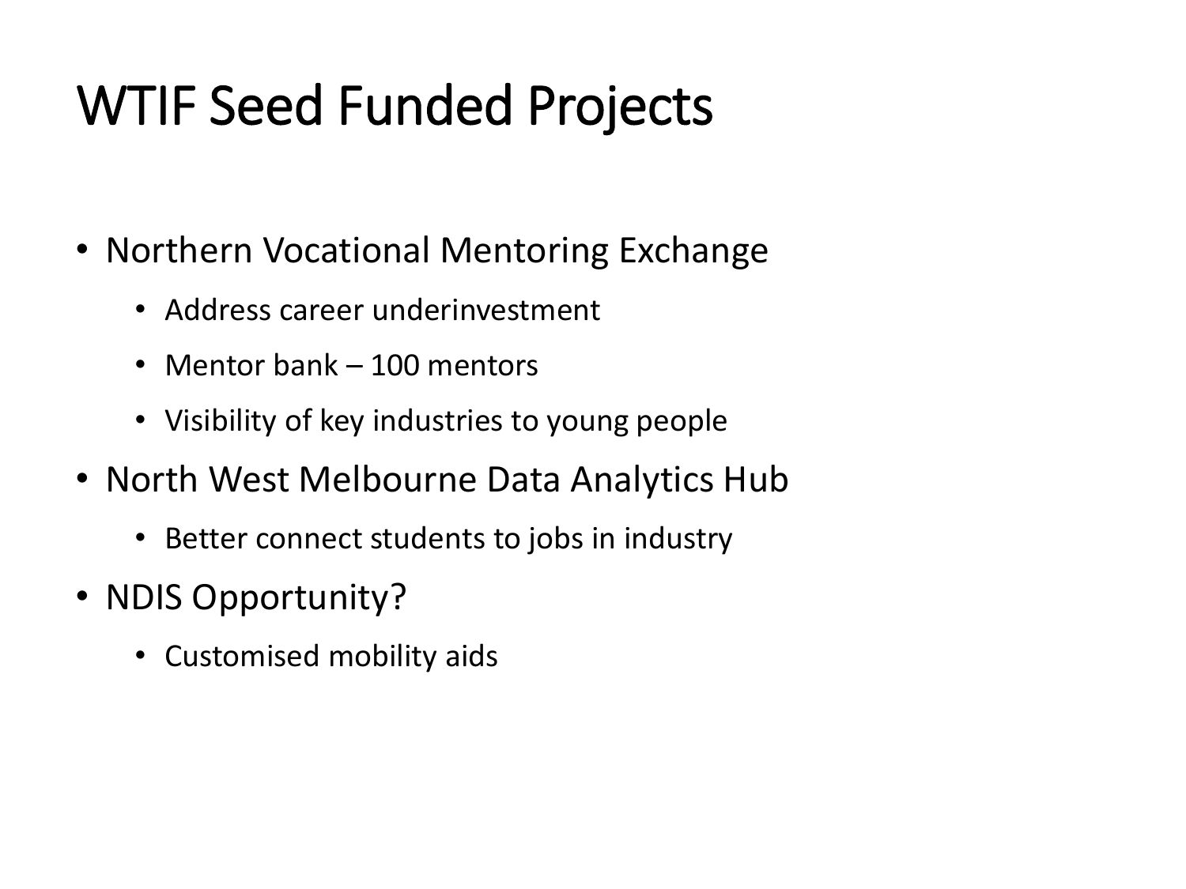# WTIF Seed Funded Projects

- Northern Vocational Mentoring Exchange
  - Address career underinvestment
  - Mentor bank – 100 mentors
  - Visibility of key industries to young people
- North West Melbourne Data Analytics Hub
  - Better connect students to jobs in industry
- NDIS Opportunity?
  - Customised mobility aids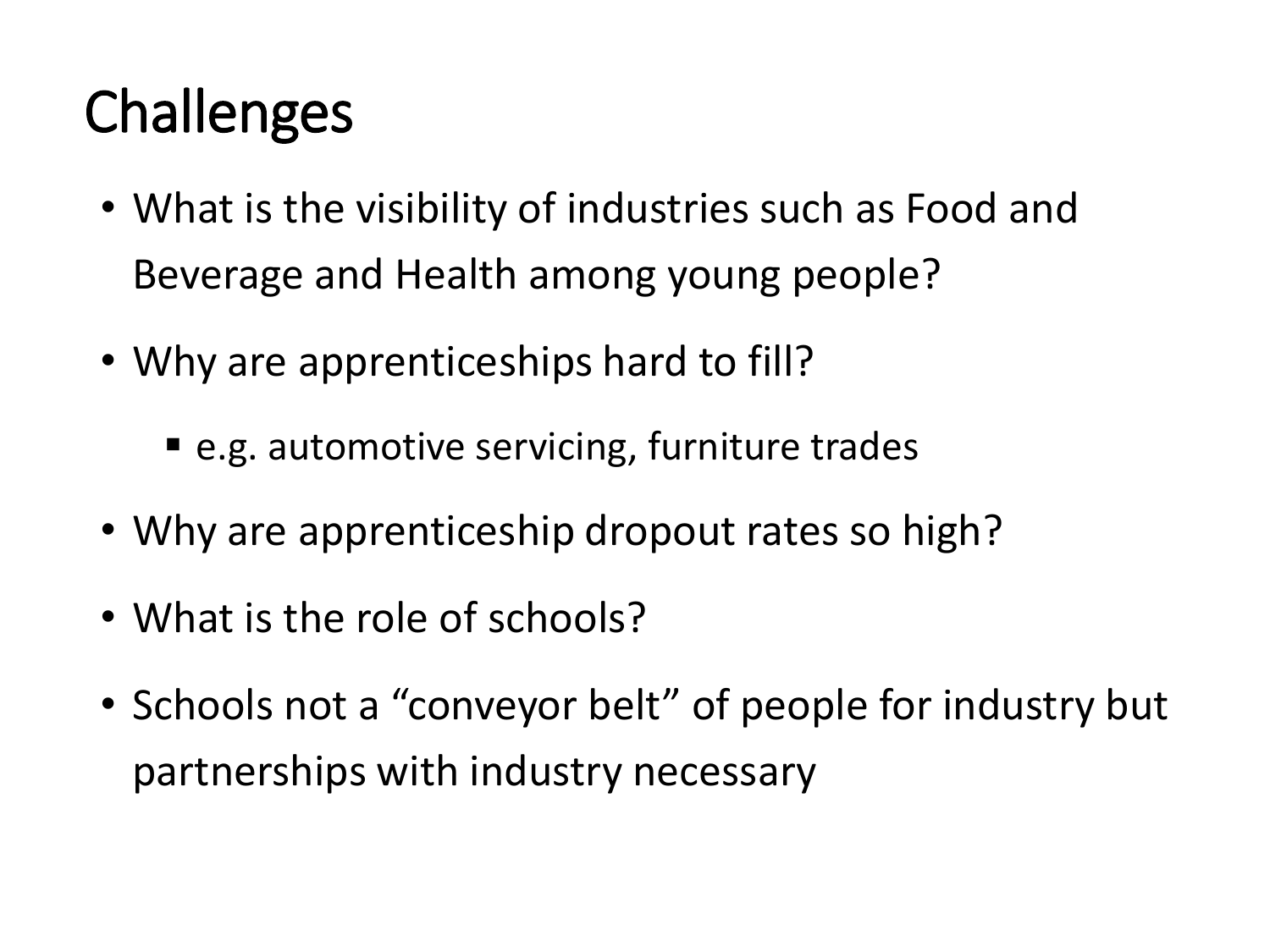# Challenges

- What is the visibility of industries such as Food and Beverage and Health among young people?
- Why are apprenticeships hard to fill?
  - e.g. automotive servicing, furniture trades
- Why are apprenticeship dropout rates so high?
- What is the role of schools?
- Schools not a "conveyor belt" of people for industry but partnerships with industry necessary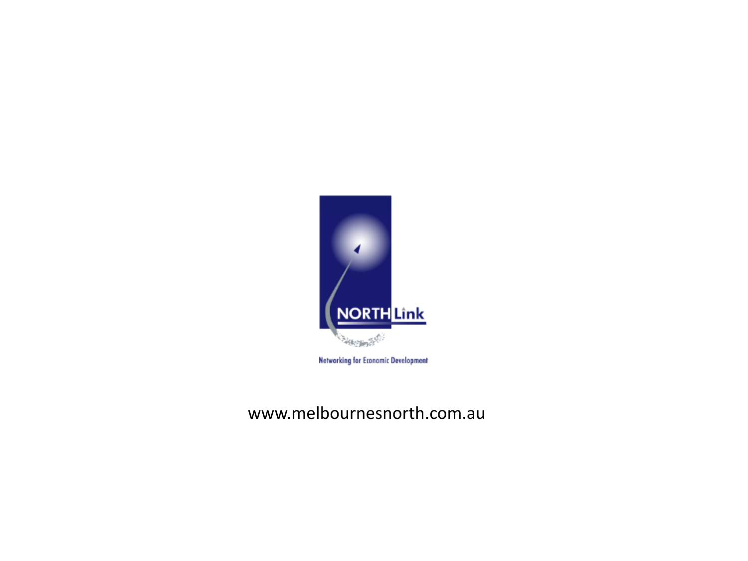NORTH Link

Networking for Economic Development

www.melbournesnorth.com.au